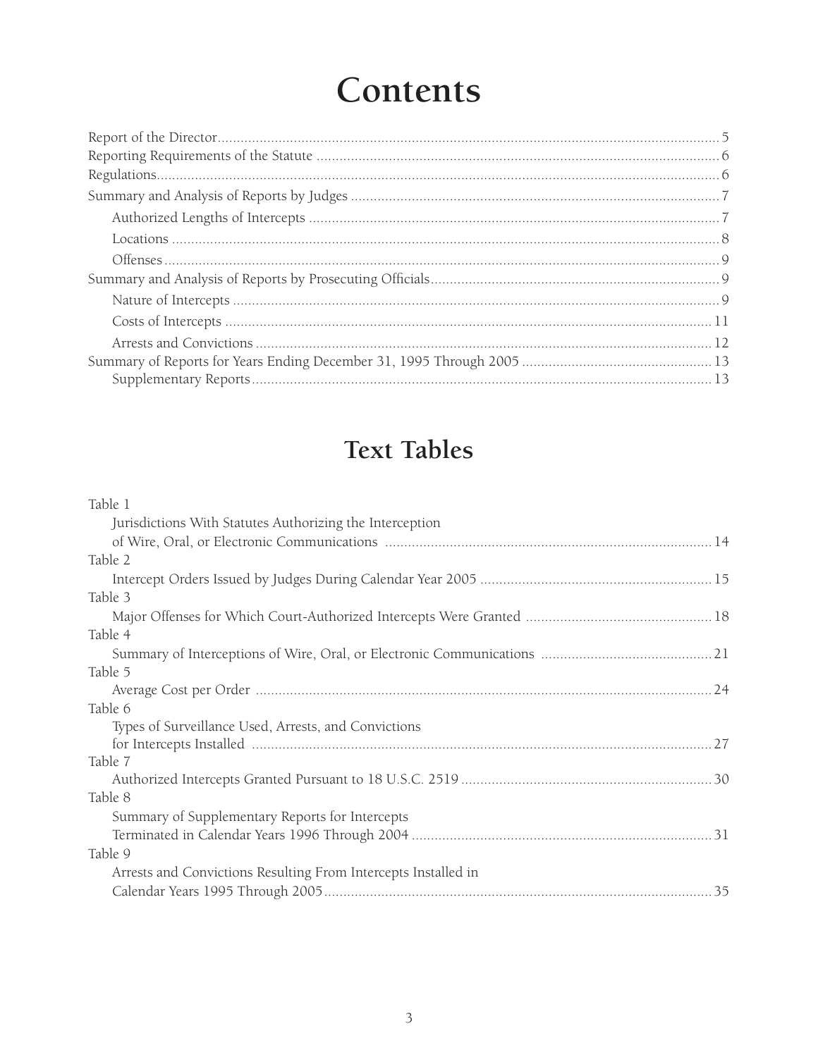# Contents

- Report of the Director .... 5
- Reporting Requirements of the Statute .... 6
- Regulations .... 6
- Summary and Analysis of Reports by Judges .... 7
  - Authorized Lengths of Intercepts .... 7
  - Locations .... 8
  - Offenses .... 9
- Summary and Analysis of Reports by Prosecuting Officials .... 9
  - Nature of Intercepts .... 9
  - Costs of Intercepts .... 11
  - Arrests and Convictions .... 12
- Summary of Reports for Years Ending December 31, 1995 Through 2005 .... 13
  - Supplementary Reports .... 13

# Text Tables

- Table 1
  - Jurisdictions With Statutes Authorizing the Interception of Wire, Oral, or Electronic Communications .... 14
- Table 2
  - Intercept Orders Issued by Judges During Calendar Year 2005 .... 15
- Table 3
  - Major Offenses for Which Court-Authorized Intercepts Were Granted .... 18
- Table 4
  - Summary of Interceptions of Wire, Oral, or Electronic Communications .... 21
- Table 5
  - Average Cost per Order .... 24
- Table 6
  - Types of Surveillance Used, Arrests, and Convictions for Intercepts Installed .... 27
- Table 7
  - Authorized Intercepts Granted Pursuant to 18 U.S.C. 2519 .... 30
- Table 8
  - Summary of Supplementary Reports for Intercepts Terminated in Calendar Years 1996 Through 2004 .... 31
- Table 9
  - Arrests and Convictions Resulting From Intercepts Installed in Calendar Years 1995 Through 2005 .... 35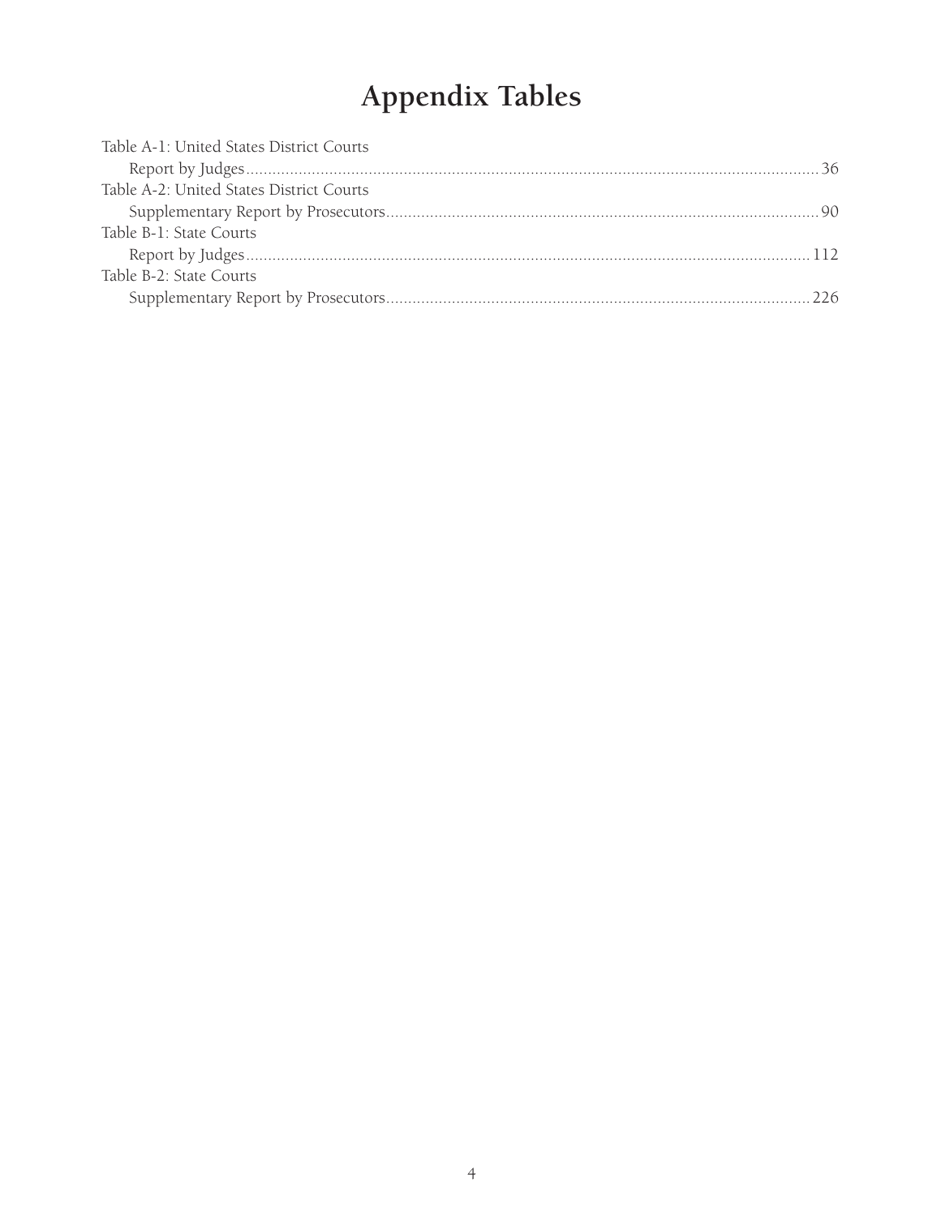# Appendix Tables

Table A-1: United States District Courts
    Report by Judges .......................................................... 36

Table A-2: United States District Courts
    Supplementary Report by Prosecutors .......................................................... 90

Table B-1: State Courts
    Report by Judges .......................................................... 112

Table B-2: State Courts
    Supplementary Report by Prosecutors .......................................................... 226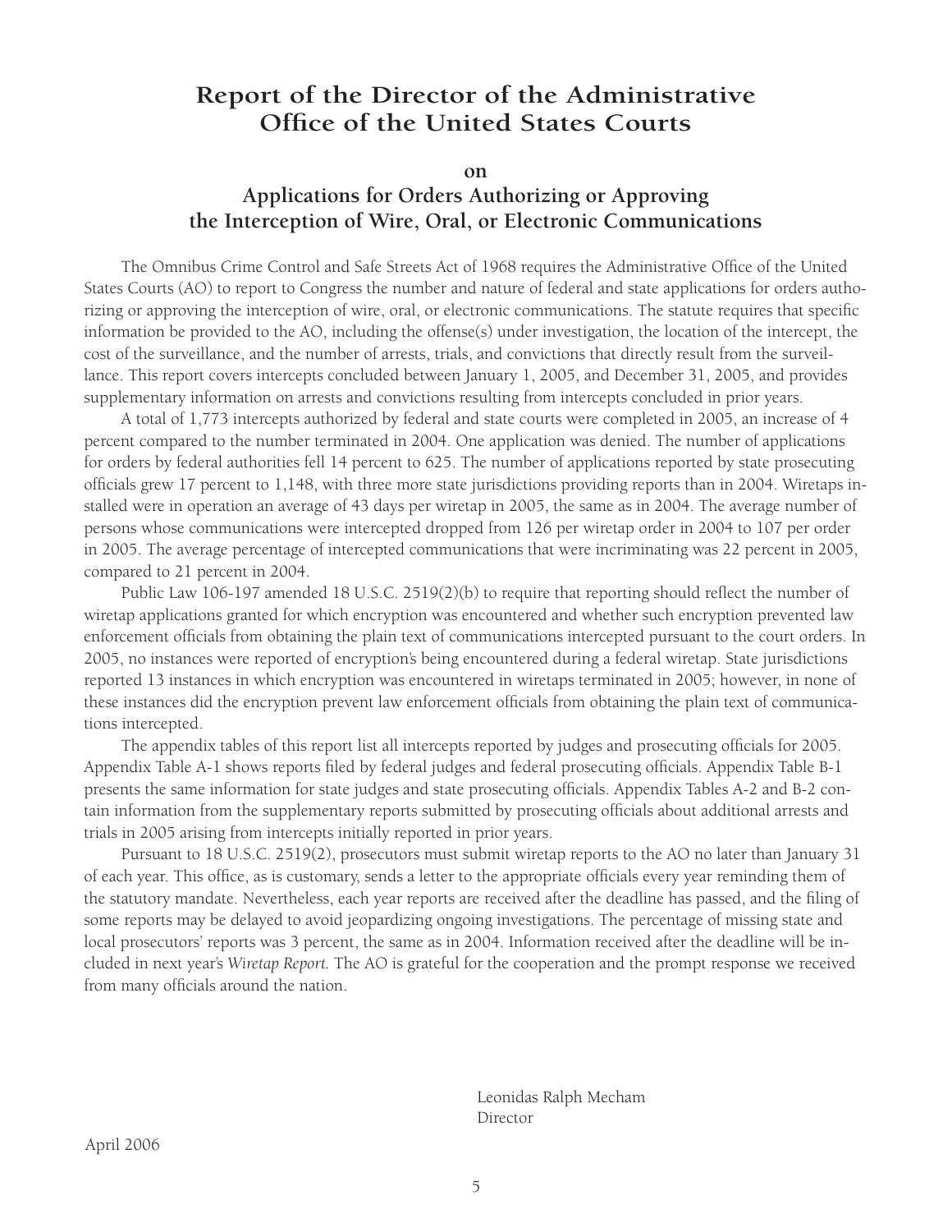# Report of the Director of the Administrative Office of the United States Courts

**on**

## Applications for Orders Authorizing or Approving the Interception of Wire, Oral, or Electronic Communications

The Omnibus Crime Control and Safe Streets Act of 1968 requires the Administrative Office of the United States Courts (AO) to report to Congress the number and nature of federal and state applications for orders authorizing or approving the interception of wire, oral, or electronic communications. The statute requires that specific information be provided to the AO, including the offense(s) under investigation, the location of the intercept, the cost of the surveillance, and the number of arrests, trials, and convictions that directly result from the surveillance. This report covers intercepts concluded between January 1, 2005, and December 31, 2005, and provides supplementary information on arrests and convictions resulting from intercepts concluded in prior years.

A total of 1,773 intercepts authorized by federal and state courts were completed in 2005, an increase of 4 percent compared to the number terminated in 2004. One application was denied. The number of applications for orders by federal authorities fell 14 percent to 625. The number of applications reported by state prosecuting officials grew 17 percent to 1,148, with three more state jurisdictions providing reports than in 2004. Wiretaps installed were in operation an average of 43 days per wiretap in 2005, the same as in 2004. The average number of persons whose communications were intercepted dropped from 126 per wiretap order in 2004 to 107 per order in 2005. The average percentage of intercepted communications that were incriminating was 22 percent in 2005, compared to 21 percent in 2004.

Public Law 106-197 amended 18 U.S.C. 2519(2)(b) to require that reporting should reflect the number of wiretap applications granted for which encryption was encountered and whether such encryption prevented law enforcement officials from obtaining the plain text of communications intercepted pursuant to the court orders. In 2005, no instances were reported of encryption's being encountered during a federal wiretap. State jurisdictions reported 13 instances in which encryption was encountered in wiretaps terminated in 2005; however, in none of these instances did the encryption prevent law enforcement officials from obtaining the plain text of communications intercepted.

The appendix tables of this report list all intercepts reported by judges and prosecuting officials for 2005. Appendix Table A-1 shows reports filed by federal judges and federal prosecuting officials. Appendix Table B-1 presents the same information for state judges and state prosecuting officials. Appendix Tables A-2 and B-2 contain information from the supplementary reports submitted by prosecuting officials about additional arrests and trials in 2005 arising from intercepts initially reported in prior years.

Pursuant to 18 U.S.C. 2519(2), prosecutors must submit wiretap reports to the AO no later than January 31 of each year. This office, as is customary, sends a letter to the appropriate officials every year reminding them of the statutory mandate. Nevertheless, each year reports are received after the deadline has passed, and the filing of some reports may be delayed to avoid jeopardizing ongoing investigations. The percentage of missing state and local prosecutors' reports was 3 percent, the same as in 2004. Information received after the deadline will be included in next year's *Wiretap Report*. The AO is grateful for the cooperation and the prompt response we received from many officials around the nation.

Leonidas Ralph Mecham
Director

April 2006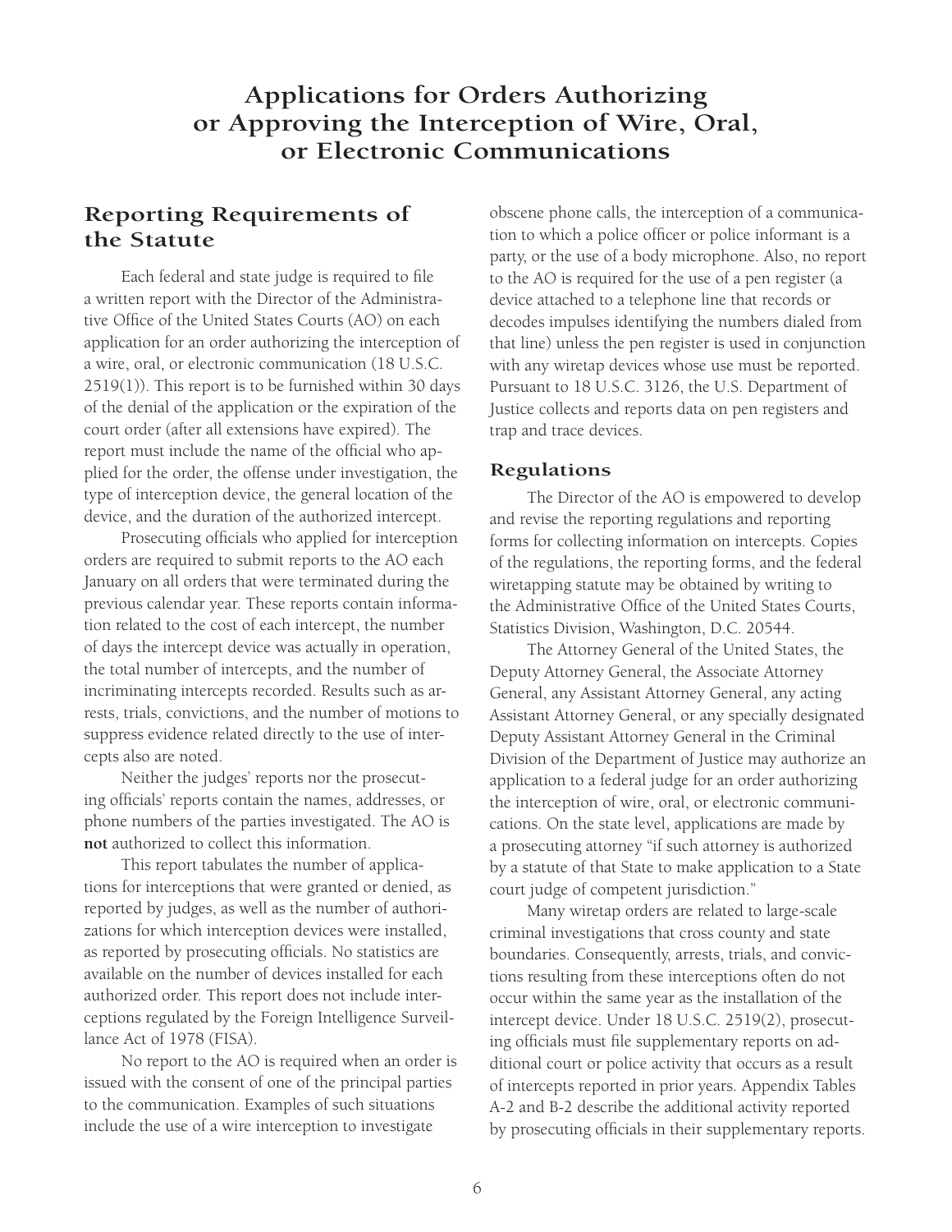# Applications for Orders Authorizing or Approving the Interception of Wire, Oral, or Electronic Communications

## Reporting Requirements of the Statute

Each federal and state judge is required to file a written report with the Director of the Administrative Office of the United States Courts (AO) on each application for an order authorizing the interception of a wire, oral, or electronic communication (18 U.S.C. 2519(1)). This report is to be furnished within 30 days of the denial of the application or the expiration of the court order (after all extensions have expired). The report must include the name of the official who applied for the order, the offense under investigation, the type of interception device, the general location of the device, and the duration of the authorized intercept.

Prosecuting officials who applied for interception orders are required to submit reports to the AO each January on all orders that were terminated during the previous calendar year. These reports contain information related to the cost of each intercept, the number of days the intercept device was actually in operation, the total number of intercepts, and the number of incriminating intercepts recorded. Results such as arrests, trials, convictions, and the number of motions to suppress evidence related directly to the use of intercepts also are noted.

Neither the judges' reports nor the prosecuting officials' reports contain the names, addresses, or phone numbers of the parties investigated. The AO is **not** authorized to collect this information.

This report tabulates the number of applications for interceptions that were granted or denied, as reported by judges, as well as the number of authorizations for which interception devices were installed, as reported by prosecuting officials. No statistics are available on the number of devices installed for each authorized order. This report does not include interceptions regulated by the Foreign Intelligence Surveillance Act of 1978 (FISA).

No report to the AO is required when an order is issued with the consent of one of the principal parties to the communication. Examples of such situations include the use of a wire interception to investigate obscene phone calls, the interception of a communication to which a police officer or police informant is a party, or the use of a body microphone. Also, no report to the AO is required for the use of a pen register (a device attached to a telephone line that records or decodes impulses identifying the numbers dialed from that line) unless the pen register is used in conjunction with any wiretap devices whose use must be reported. Pursuant to 18 U.S.C. 3126, the U.S. Department of Justice collects and reports data on pen registers and trap and trace devices.

### Regulations

The Director of the AO is empowered to develop and revise the reporting regulations and reporting forms for collecting information on intercepts. Copies of the regulations, the reporting forms, and the federal wiretapping statute may be obtained by writing to the Administrative Office of the United States Courts, Statistics Division, Washington, D.C. 20544.

The Attorney General of the United States, the Deputy Attorney General, the Associate Attorney General, any Assistant Attorney General, any acting Assistant Attorney General, or any specially designated Deputy Assistant Attorney General in the Criminal Division of the Department of Justice may authorize an application to a federal judge for an order authorizing the interception of wire, oral, or electronic communications. On the state level, applications are made by a prosecuting attorney "if such attorney is authorized by a statute of that State to make application to a State court judge of competent jurisdiction."

Many wiretap orders are related to large-scale criminal investigations that cross county and state boundaries. Consequently, arrests, trials, and convictions resulting from these interceptions often do not occur within the same year as the installation of the intercept device. Under 18 U.S.C. 2519(2), prosecuting officials must file supplementary reports on additional court or police activity that occurs as a result of intercepts reported in prior years. Appendix Tables A-2 and B-2 describe the additional activity reported by prosecuting officials in their supplementary reports.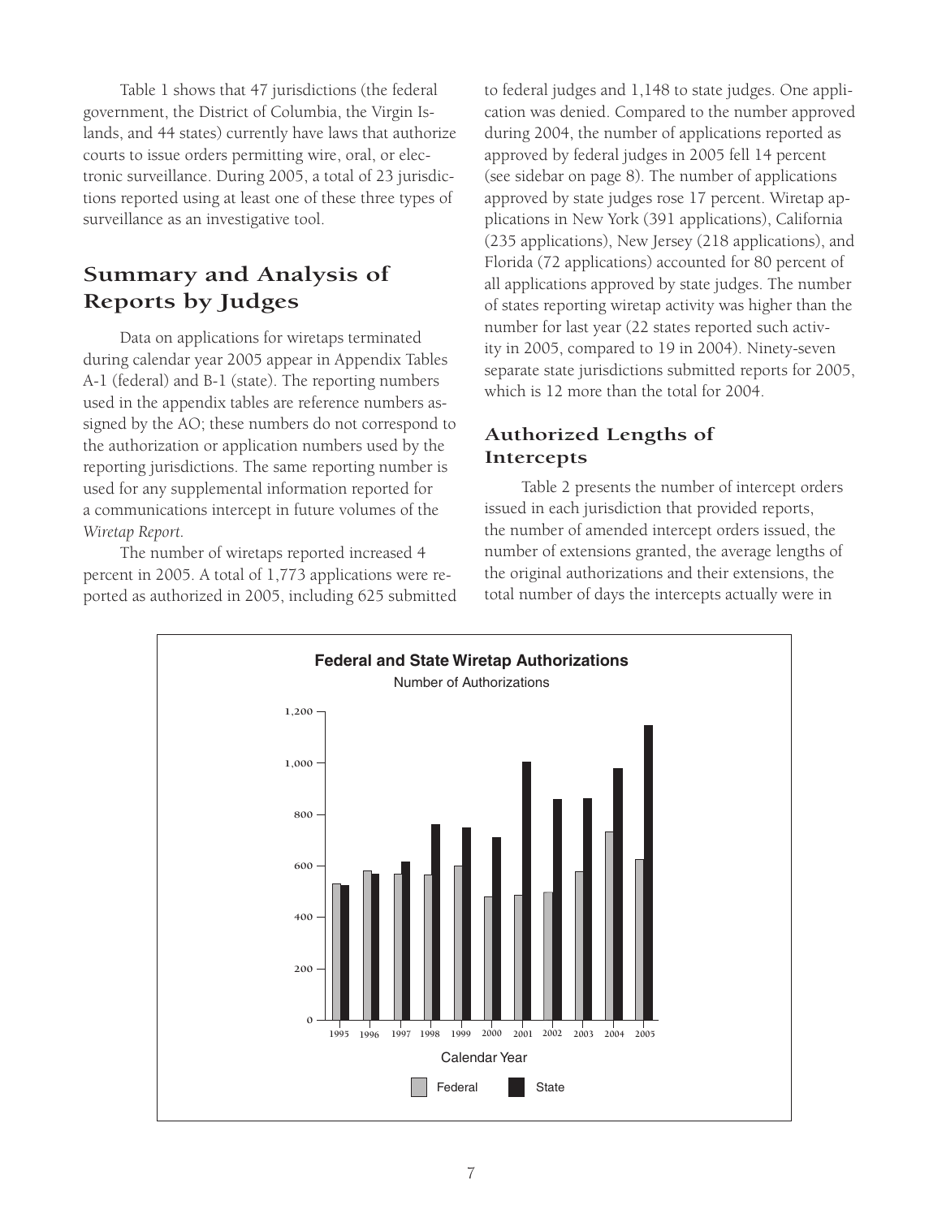Table 1 shows that 47 jurisdictions (the federal government, the District of Columbia, the Virgin Islands, and 44 states) currently have laws that authorize courts to issue orders permitting wire, oral, or electronic surveillance. During 2005, a total of 23 jurisdictions reported using at least one of these three types of surveillance as an investigative tool.

## Summary and Analysis of Reports by Judges

Data on applications for wiretaps terminated during calendar year 2005 appear in Appendix Tables A-1 (federal) and B-1 (state). The reporting numbers used in the appendix tables are reference numbers assigned by the AO; these numbers do not correspond to the authorization or application numbers used by the reporting jurisdictions. The same reporting number is used for any supplemental information reported for a communications intercept in future volumes of the *Wiretap Report*.

The number of wiretaps reported increased 4 percent in 2005. A total of 1,773 applications were reported as authorized in 2005, including 625 submitted to federal judges and 1,148 to state judges. One application was denied. Compared to the number approved during 2004, the number of applications reported as approved by federal judges in 2005 fell 14 percent (see sidebar on page 8). The number of applications approved by state judges rose 17 percent. Wiretap applications in New York (391 applications), California (235 applications), New Jersey (218 applications), and Florida (72 applications) accounted for 80 percent of all applications approved by state judges. The number of states reporting wiretap activity was higher than the number for last year (22 states reported such activity in 2005, compared to 19 in 2004). Ninety-seven separate state jurisdictions submitted reports for 2005, which is 12 more than the total for 2004.

### Authorized Lengths of Intercepts

Table 2 presents the number of intercept orders issued in each jurisdiction that provided reports, the number of amended intercept orders issued, the number of extensions granted, the average lengths of the original authorizations and their extensions, the total number of days the intercepts actually were in

**Federal and State Wiretap Authorizations**

Number of Authorizations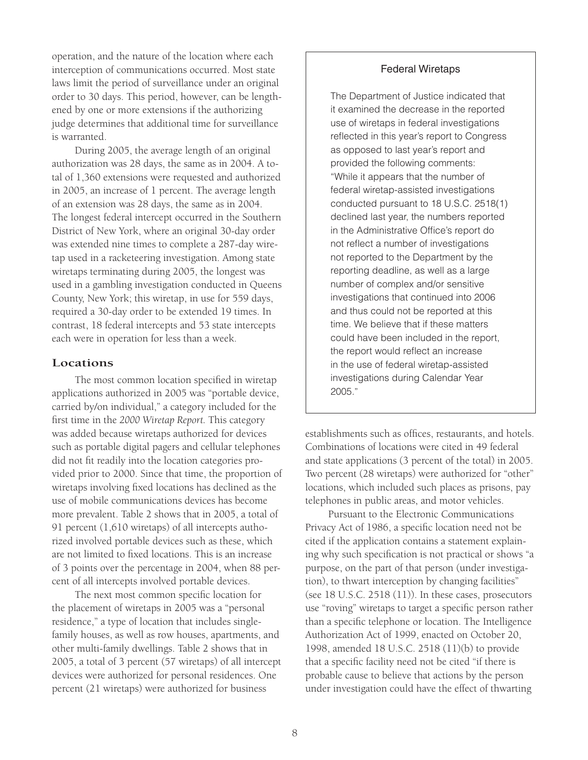operation, and the nature of the location where each interception of communications occurred. Most state laws limit the period of surveillance under an original order to 30 days. This period, however, can be lengthened by one or more extensions if the authorizing judge determines that additional time for surveillance is warranted.

During 2005, the average length of an original authorization was 28 days, the same as in 2004. A total of 1,360 extensions were requested and authorized in 2005, an increase of 1 percent. The average length of an extension was 28 days, the same as in 2004. The longest federal intercept occurred in the Southern District of New York, where an original 30-day order was extended nine times to complete a 287-day wiretap used in a racketeering investigation. Among state wiretaps terminating during 2005, the longest was used in a gambling investigation conducted in Queens County, New York; this wiretap, in use for 559 days, required a 30-day order to be extended 19 times. In contrast, 18 federal intercepts and 53 state intercepts each were in operation for less than a week.

## Locations

The most common location specified in wiretap applications authorized in 2005 was "portable device, carried by/on individual," a category included for the first time in the *2000 Wiretap Report*. This category was added because wiretaps authorized for devices such as portable digital pagers and cellular telephones did not fit readily into the location categories provided prior to 2000. Since that time, the proportion of wiretaps involving fixed locations has declined as the use of mobile communications devices has become more prevalent. Table 2 shows that in 2005, a total of 91 percent (1,610 wiretaps) of all intercepts authorized involved portable devices such as these, which are not limited to fixed locations. This is an increase of 3 points over the percentage in 2004, when 88 percent of all intercepts involved portable devices.

The next most common specific location for the placement of wiretaps in 2005 was a "personal residence," a type of location that includes single-family houses, as well as row houses, apartments, and other multi-family dwellings. Table 2 shows that in 2005, a total of 3 percent (57 wiretaps) of all intercept devices were authorized for personal residences. One percent (21 wiretaps) were authorized for business establishments such as offices, restaurants, and hotels. Combinations of locations were cited in 49 federal and state applications (3 percent of the total) in 2005. Two percent (28 wiretaps) were authorized for "other" locations, which included such places as prisons, pay telephones in public areas, and motor vehicles.

Pursuant to the Electronic Communications Privacy Act of 1986, a specific location need not be cited if the application contains a statement explaining why such specification is not practical or shows "a purpose, on the part of that person (under investigation), to thwart interception by changing facilities" (see 18 U.S.C. 2518 (11)). In these cases, prosecutors use "roving" wiretaps to target a specific person rather than a specific telephone or location. The Intelligence Authorization Act of 1999, enacted on October 20, 1998, amended 18 U.S.C. 2518 (11)(b) to provide that a specific facility need not be cited "if there is probable cause to believe that actions by the person under investigation could have the effect of thwarting

### Federal Wiretaps

The Department of Justice indicated that it examined the decrease in the reported use of wiretaps in federal investigations reflected in this year's report to Congress as opposed to last year's report and provided the following comments: "While it appears that the number of federal wiretap-assisted investigations conducted pursuant to 18 U.S.C. 2518(1) declined last year, the numbers reported in the Administrative Office's report do not reflect a number of investigations not reported to the Department by the reporting deadline, as well as a large number of complex and/or sensitive investigations that continued into 2006 and thus could not be reported at this time. We believe that if these matters could have been included in the report, the report would reflect an increase in the use of federal wiretap-assisted investigations during Calendar Year 2005."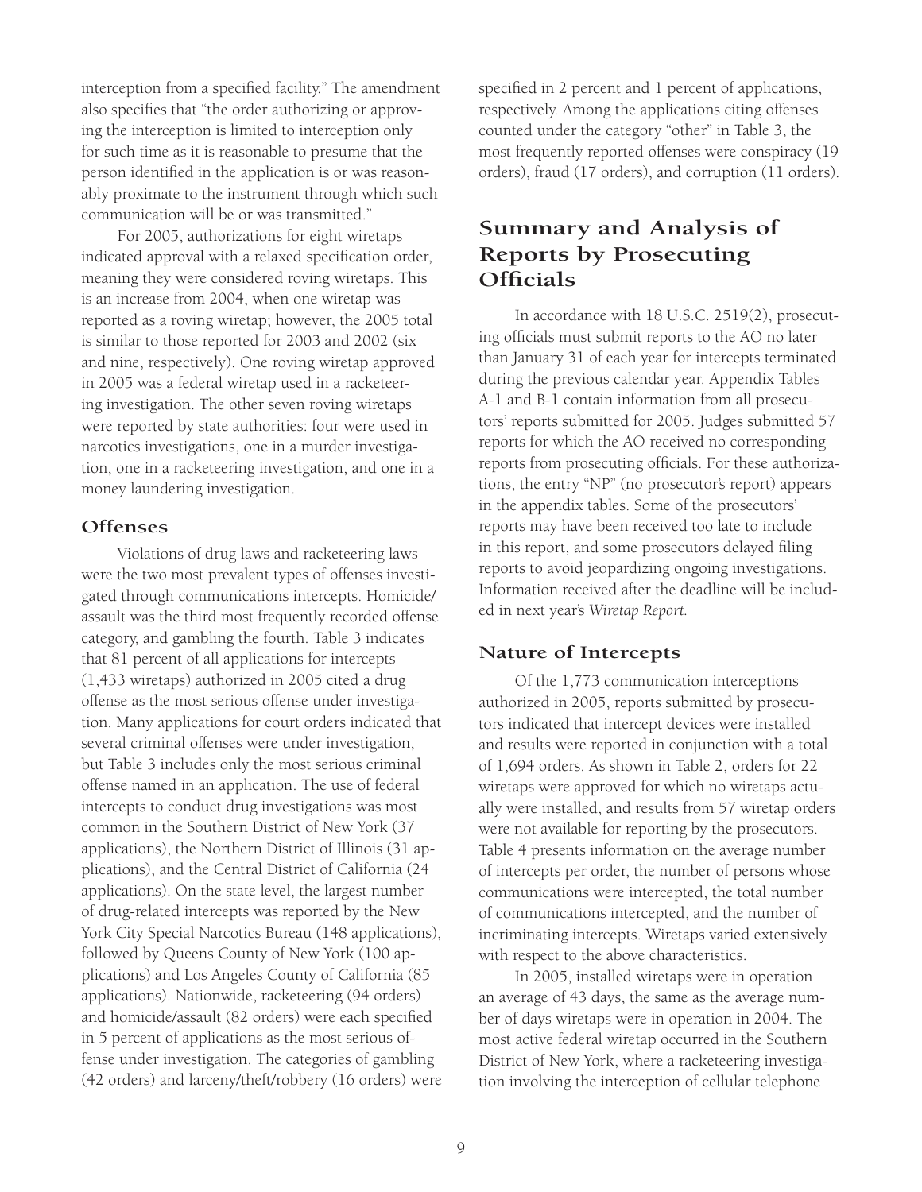interception from a specified facility." The amendment also specifies that "the order authorizing or approving the interception is limited to interception only for such time as it is reasonable to presume that the person identified in the application is or was reasonably proximate to the instrument through which such communication will be or was transmitted."

For 2005, authorizations for eight wiretaps indicated approval with a relaxed specification order, meaning they were considered roving wiretaps. This is an increase from 2004, when one wiretap was reported as a roving wiretap; however, the 2005 total is similar to those reported for 2003 and 2002 (six and nine, respectively). One roving wiretap approved in 2005 was a federal wiretap used in a racketeering investigation. The other seven roving wiretaps were reported by state authorities: four were used in narcotics investigations, one in a murder investigation, one in a racketeering investigation, and one in a money laundering investigation.

### Offenses

Violations of drug laws and racketeering laws were the two most prevalent types of offenses investigated through communications intercepts. Homicide/assault was the third most frequently recorded offense category, and gambling the fourth. Table 3 indicates that 81 percent of all applications for intercepts (1,433 wiretaps) authorized in 2005 cited a drug offense as the most serious offense under investigation. Many applications for court orders indicated that several criminal offenses were under investigation, but Table 3 includes only the most serious criminal offense named in an application. The use of federal intercepts to conduct drug investigations was most common in the Southern District of New York (37 applications), the Northern District of Illinois (31 applications), and the Central District of California (24 applications). On the state level, the largest number of drug-related intercepts was reported by the New York City Special Narcotics Bureau (148 applications), followed by Queens County of New York (100 applications) and Los Angeles County of California (85 applications). Nationwide, racketeering (94 orders) and homicide/assault (82 orders) were each specified in 5 percent of applications as the most serious offense under investigation. The categories of gambling (42 orders) and larceny/theft/robbery (16 orders) were specified in 2 percent and 1 percent of applications, respectively. Among the applications citing offenses counted under the category "other" in Table 3, the most frequently reported offenses were conspiracy (19 orders), fraud (17 orders), and corruption (11 orders).

## Summary and Analysis of Reports by Prosecuting Officials

In accordance with 18 U.S.C. 2519(2), prosecuting officials must submit reports to the AO no later than January 31 of each year for intercepts terminated during the previous calendar year. Appendix Tables A-1 and B-1 contain information from all prosecutors' reports submitted for 2005. Judges submitted 57 reports for which the AO received no corresponding reports from prosecuting officials. For these authorizations, the entry "NP" (no prosecutor's report) appears in the appendix tables. Some of the prosecutors' reports may have been received too late to include in this report, and some prosecutors delayed filing reports to avoid jeopardizing ongoing investigations. Information received after the deadline will be included in next year's *Wiretap Report.*

### Nature of Intercepts

Of the 1,773 communication interceptions authorized in 2005, reports submitted by prosecutors indicated that intercept devices were installed and results were reported in conjunction with a total of 1,694 orders. As shown in Table 2, orders for 22 wiretaps were approved for which no wiretaps actually were installed, and results from 57 wiretap orders were not available for reporting by the prosecutors. Table 4 presents information on the average number of intercepts per order, the number of persons whose communications were intercepted, the total number of communications intercepted, and the number of incriminating intercepts. Wiretaps varied extensively with respect to the above characteristics.

In 2005, installed wiretaps were in operation an average of 43 days, the same as the average number of days wiretaps were in operation in 2004. The most active federal wiretap occurred in the Southern District of New York, where a racketeering investigation involving the interception of cellular telephone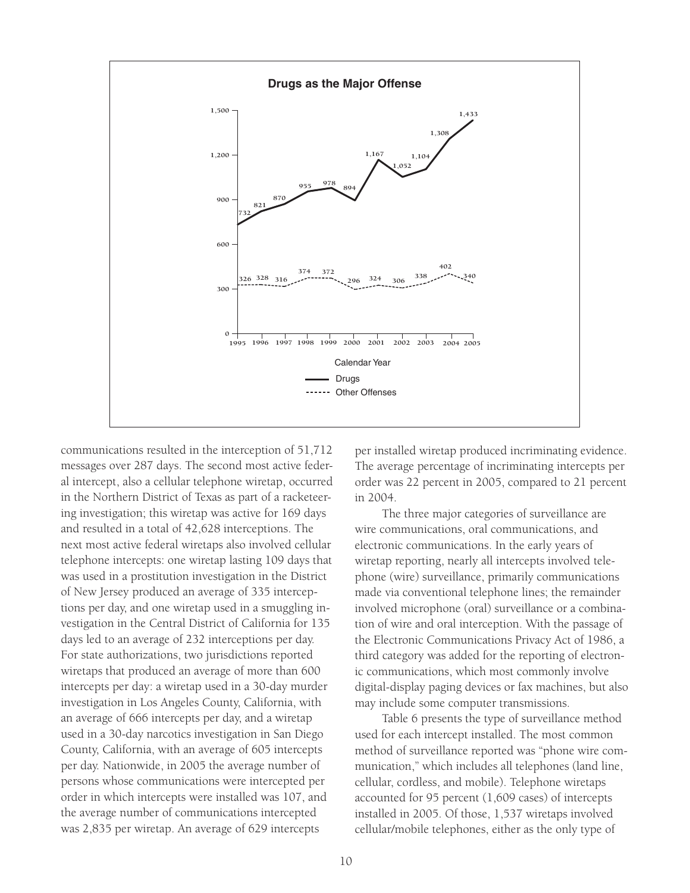**Drugs as the Major Offense**

| Calendar Year | 1995 | 1996 | 1997 | 1998 | 1999 | 2000 | 2001 | 2002 | 2003 | 2004 | 2005 |
|---|---|---|---|---|---|---|---|---|---|---|---|
| Drugs | 732 | 821 | 870 | 955 | 978 | 894 | 1,167 | 1,052 | 1,104 | 1,308 | 1,433 |
| Other Offenses | 326 | 328 | 316 | 374 | 372 | 296 | 324 | 306 | 338 | 402 | 340 |

communications resulted in the interception of 51,712 messages over 287 days. The second most active federal intercept, also a cellular telephone wiretap, occurred in the Northern District of Texas as part of a racketeering investigation; this wiretap was active for 169 days and resulted in a total of 42,628 interceptions. The next most active federal wiretaps also involved cellular telephone intercepts: one wiretap lasting 109 days that was used in a prostitution investigation in the District of New Jersey produced an average of 335 interceptions per day, and one wiretap used in a smuggling investigation in the Central District of California for 135 days led to an average of 232 interceptions per day. For state authorizations, two jurisdictions reported wiretaps that produced an average of more than 600 intercepts per day: a wiretap used in a 30-day murder investigation in Los Angeles County, California, with an average of 666 intercepts per day, and a wiretap used in a 30-day narcotics investigation in San Diego County, California, with an average of 605 intercepts per day. Nationwide, in 2005 the average number of persons whose communications were intercepted per order in which intercepts were installed was 107, and the average number of communications intercepted was 2,835 per wiretap. An average of 629 intercepts per installed wiretap produced incriminating evidence. The average percentage of incriminating intercepts per order was 22 percent in 2005, compared to 21 percent in 2004.

The three major categories of surveillance are wire communications, oral communications, and electronic communications. In the early years of wiretap reporting, nearly all intercepts involved telephone (wire) surveillance, primarily communications made via conventional telephone lines; the remainder involved microphone (oral) surveillance or a combination of wire and oral interception. With the passage of the Electronic Communications Privacy Act of 1986, a third category was added for the reporting of electronic communications, which most commonly involve digital-display paging devices or fax machines, but also may include some computer transmissions.

Table 6 presents the type of surveillance method used for each intercept installed. The most common method of surveillance reported was "phone wire communication," which includes all telephones (land line, cellular, cordless, and mobile). Telephone wiretaps accounted for 95 percent (1,609 cases) of intercepts installed in 2005. Of those, 1,537 wiretaps involved cellular/mobile telephones, either as the only type of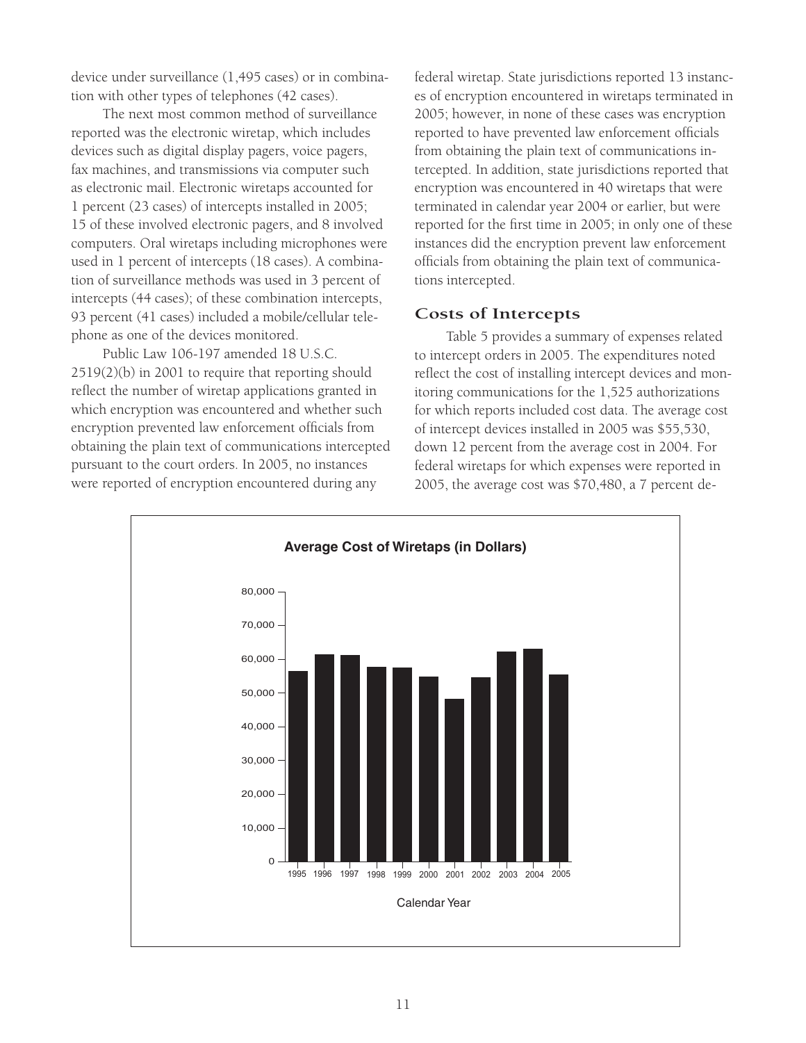device under surveillance (1,495 cases) or in combination with other types of telephones (42 cases).

The next most common method of surveillance reported was the electronic wiretap, which includes devices such as digital display pagers, voice pagers, fax machines, and transmissions via computer such as electronic mail. Electronic wiretaps accounted for 1 percent (23 cases) of intercepts installed in 2005; 15 of these involved electronic pagers, and 8 involved computers. Oral wiretaps including microphones were used in 1 percent of intercepts (18 cases). A combination of surveillance methods was used in 3 percent of intercepts (44 cases); of these combination intercepts, 93 percent (41 cases) included a mobile/cellular telephone as one of the devices monitored.

Public Law 106-197 amended 18 U.S.C. 2519(2)(b) in 2001 to require that reporting should reflect the number of wiretap applications granted in which encryption was encountered and whether such encryption prevented law enforcement officials from obtaining the plain text of communications intercepted pursuant to the court orders. In 2005, no instances were reported of encryption encountered during any federal wiretap. State jurisdictions reported 13 instances of encryption encountered in wiretaps terminated in 2005; however, in none of these cases was encryption reported to have prevented law enforcement officials from obtaining the plain text of communications intercepted. In addition, state jurisdictions reported that encryption was encountered in 40 wiretaps that were terminated in calendar year 2004 or earlier, but were reported for the first time in 2005; in only one of these instances did the encryption prevent law enforcement officials from obtaining the plain text of communications intercepted.

## Costs of Intercepts

Table 5 provides a summary of expenses related to intercept orders in 2005. The expenditures noted reflect the cost of installing intercept devices and monitoring communications for the 1,525 authorizations for which reports included cost data. The average cost of intercept devices installed in 2005 was $55,530, down 12 percent from the average cost in 2004. For federal wiretaps for which expenses were reported in 2005, the average cost was $70,480, a 7 percent de-

**Average Cost of Wiretaps (in Dollars)**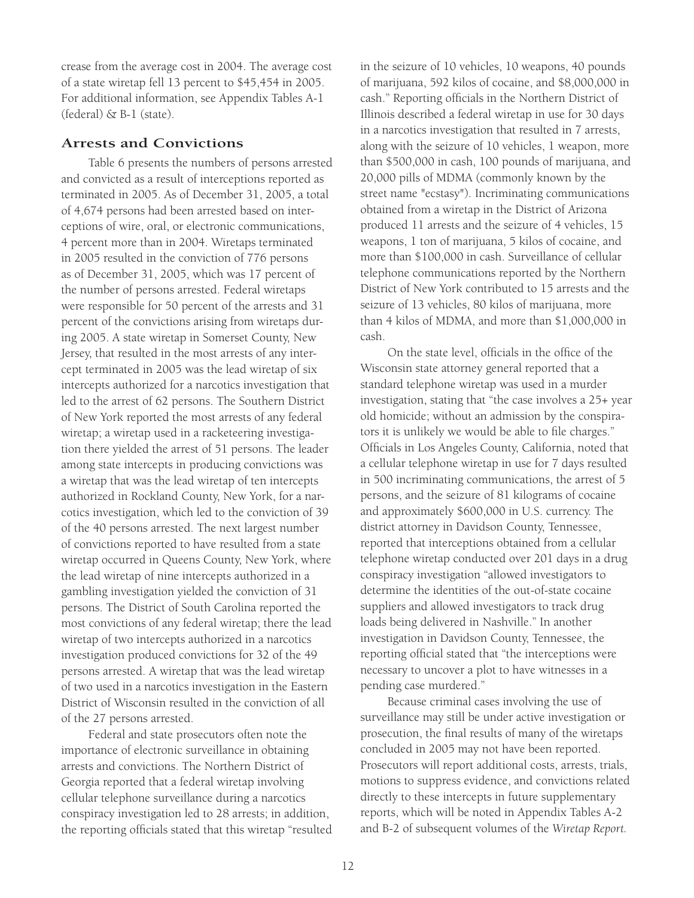crease from the average cost in 2004. The average cost of a state wiretap fell 13 percent to $45,454 in 2005. For additional information, see Appendix Tables A-1 (federal) & B-1 (state).

## Arrests and Convictions

Table 6 presents the numbers of persons arrested and convicted as a result of interceptions reported as terminated in 2005. As of December 31, 2005, a total of 4,674 persons had been arrested based on interceptions of wire, oral, or electronic communications, 4 percent more than in 2004. Wiretaps terminated in 2005 resulted in the conviction of 776 persons as of December 31, 2005, which was 17 percent of the number of persons arrested. Federal wiretaps were responsible for 50 percent of the arrests and 31 percent of the convictions arising from wiretaps during 2005. A state wiretap in Somerset County, New Jersey, that resulted in the most arrests of any intercept terminated in 2005 was the lead wiretap of six intercepts authorized for a narcotics investigation that led to the arrest of 62 persons. The Southern District of New York reported the most arrests of any federal wiretap; a wiretap used in a racketeering investigation there yielded the arrest of 51 persons. The leader among state intercepts in producing convictions was a wiretap that was the lead wiretap of ten intercepts authorized in Rockland County, New York, for a narcotics investigation, which led to the conviction of 39 of the 40 persons arrested. The next largest number of convictions reported to have resulted from a state wiretap occurred in Queens County, New York, where the lead wiretap of nine intercepts authorized in a gambling investigation yielded the conviction of 31 persons. The District of South Carolina reported the most convictions of any federal wiretap; there the lead wiretap of two intercepts authorized in a narcotics investigation produced convictions for 32 of the 49 persons arrested. A wiretap that was the lead wiretap of two used in a narcotics investigation in the Eastern District of Wisconsin resulted in the conviction of all of the 27 persons arrested.

Federal and state prosecutors often note the importance of electronic surveillance in obtaining arrests and convictions. The Northern District of Georgia reported that a federal wiretap involving cellular telephone surveillance during a narcotics conspiracy investigation led to 28 arrests; in addition, the reporting officials stated that this wiretap "resulted in the seizure of 10 vehicles, 10 weapons, 40 pounds of marijuana, 592 kilos of cocaine, and $8,000,000 in cash." Reporting officials in the Northern District of Illinois described a federal wiretap in use for 30 days in a narcotics investigation that resulted in 7 arrests, along with the seizure of 10 vehicles, 1 weapon, more than $500,000 in cash, 100 pounds of marijuana, and 20,000 pills of MDMA (commonly known by the street name "ecstasy"). Incriminating communications obtained from a wiretap in the District of Arizona produced 11 arrests and the seizure of 4 vehicles, 15 weapons, 1 ton of marijuana, 5 kilos of cocaine, and more than $100,000 in cash. Surveillance of cellular telephone communications reported by the Northern District of New York contributed to 15 arrests and the seizure of 13 vehicles, 80 kilos of marijuana, more than 4 kilos of MDMA, and more than $1,000,000 in cash.

On the state level, officials in the office of the Wisconsin state attorney general reported that a standard telephone wiretap was used in a murder investigation, stating that "the case involves a 25+ year old homicide; without an admission by the conspirators it is unlikely we would be able to file charges." Officials in Los Angeles County, California, noted that a cellular telephone wiretap in use for 7 days resulted in 500 incriminating communications, the arrest of 5 persons, and the seizure of 81 kilograms of cocaine and approximately $600,000 in U.S. currency. The district attorney in Davidson County, Tennessee, reported that interceptions obtained from a cellular telephone wiretap conducted over 201 days in a drug conspiracy investigation "allowed investigators to determine the identities of the out-of-state cocaine suppliers and allowed investigators to track drug loads being delivered in Nashville." In another investigation in Davidson County, Tennessee, the reporting official stated that "the interceptions were necessary to uncover a plot to have witnesses in a pending case murdered."

Because criminal cases involving the use of surveillance may still be under active investigation or prosecution, the final results of many of the wiretaps concluded in 2005 may not have been reported. Prosecutors will report additional costs, arrests, trials, motions to suppress evidence, and convictions related directly to these intercepts in future supplementary reports, which will be noted in Appendix Tables A-2 and B-2 of subsequent volumes of the *Wiretap Report.*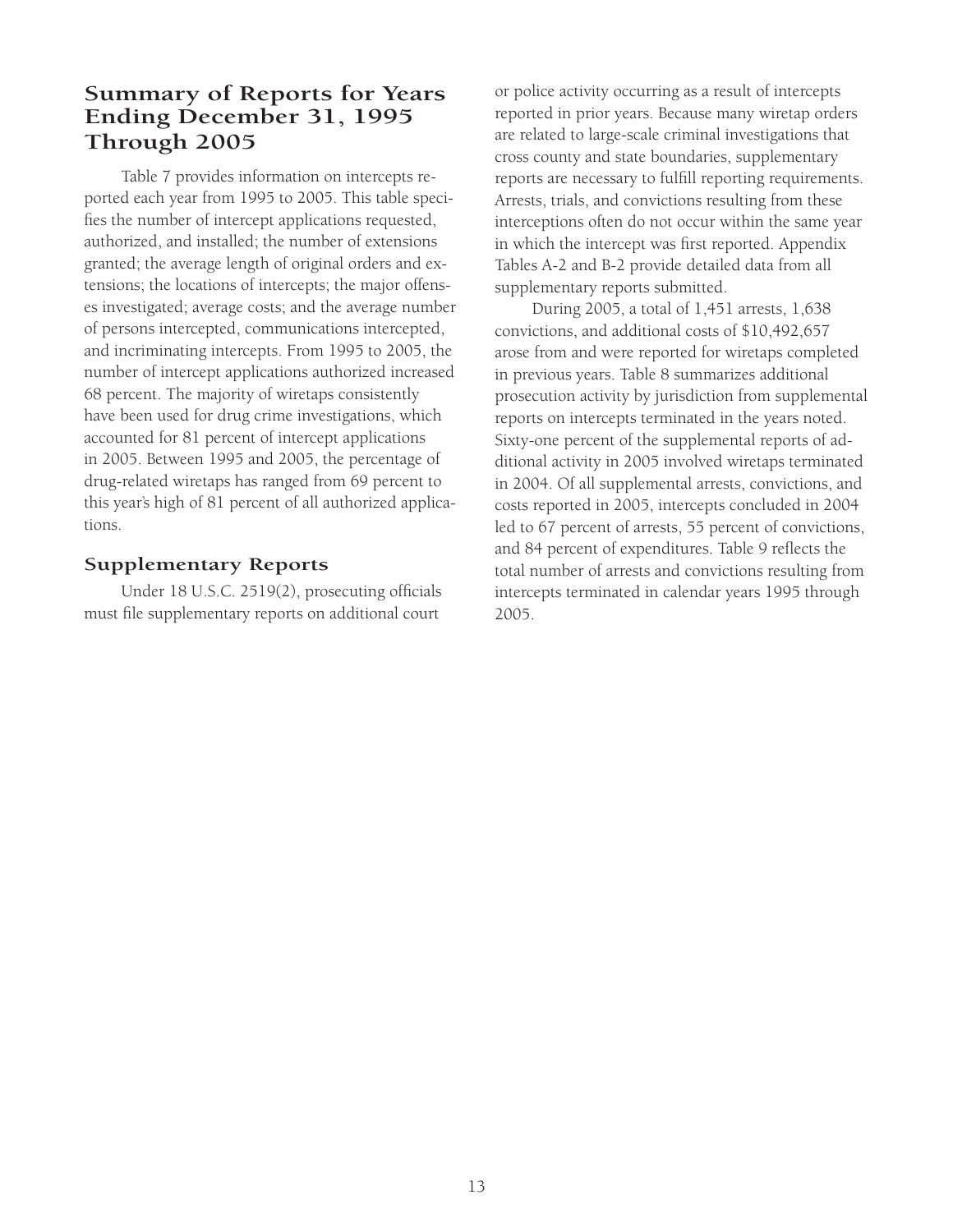## Summary of Reports for Years Ending December 31, 1995 Through 2005

Table 7 provides information on intercepts reported each year from 1995 to 2005. This table specifies the number of intercept applications requested, authorized, and installed; the number of extensions granted; the average length of original orders and extensions; the locations of intercepts; the major offenses investigated; average costs; and the average number of persons intercepted, communications intercepted, and incriminating intercepts. From 1995 to 2005, the number of intercept applications authorized increased 68 percent. The majority of wiretaps consistently have been used for drug crime investigations, which accounted for 81 percent of intercept applications in 2005. Between 1995 and 2005, the percentage of drug-related wiretaps has ranged from 69 percent to this year's high of 81 percent of all authorized applications.

### Supplementary Reports

Under 18 U.S.C. 2519(2), prosecuting officials must file supplementary reports on additional court or police activity occurring as a result of intercepts reported in prior years. Because many wiretap orders are related to large-scale criminal investigations that cross county and state boundaries, supplementary reports are necessary to fulfill reporting requirements. Arrests, trials, and convictions resulting from these interceptions often do not occur within the same year in which the intercept was first reported. Appendix Tables A-2 and B-2 provide detailed data from all supplementary reports submitted.

During 2005, a total of 1,451 arrests, 1,638 convictions, and additional costs of $10,492,657 arose from and were reported for wiretaps completed in previous years. Table 8 summarizes additional prosecution activity by jurisdiction from supplemental reports on intercepts terminated in the years noted. Sixty-one percent of the supplemental reports of additional activity in 2005 involved wiretaps terminated in 2004. Of all supplemental arrests, convictions, and costs reported in 2005, intercepts concluded in 2004 led to 67 percent of arrests, 55 percent of convictions, and 84 percent of expenditures. Table 9 reflects the total number of arrests and convictions resulting from intercepts terminated in calendar years 1995 through 2005.